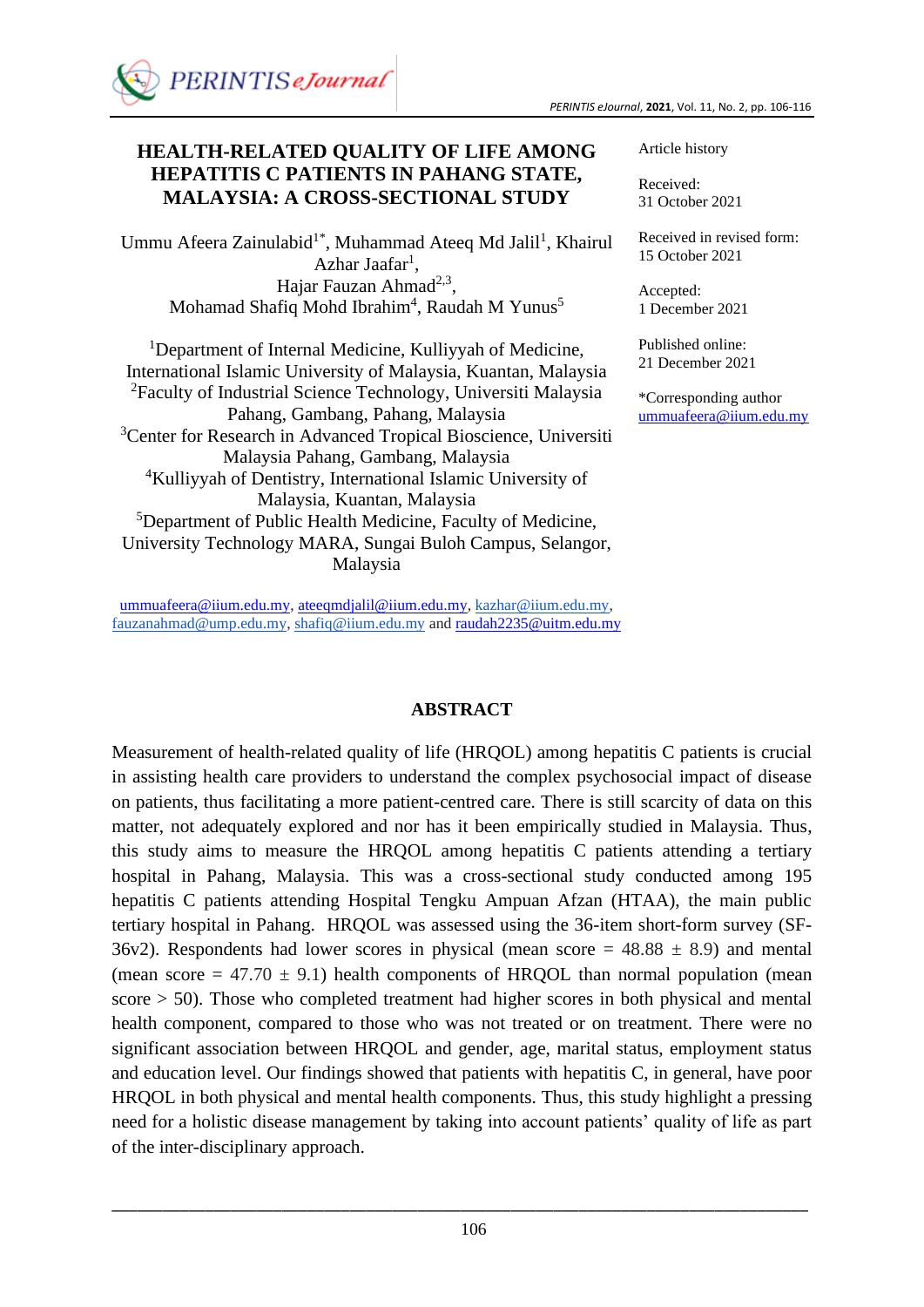# HEALTH-RELATED QUALITY OF LIFE AMONG HEPATITIS C PATIENTS IN PAHANG STATE, MALAYSIA: A CROSS-SECTIONAL STUDY

Article history

Received:
31 October 2021

Received in revised form:
15 October 2021

Accepted:
1 December 2021

Published online:
21 December 2021

*Corresponding author
ummuafeera@iium.edu.my

Ummu Afeera Zainulabid[1*], Muhammad Ateeq Md Jalil[1], Khairul Azhar Jaafar[1], Hajar Fauzan Ahmad[2,3], Mohamad Shafiq Mohd Ibrahim[4], Raudah M Yunus[5]

[1]Department of Internal Medicine, Kulliyyah of Medicine, International Islamic University of Malaysia, Kuantan, Malaysia
[2]Faculty of Industrial Science Technology, Universiti Malaysia Pahang, Gambang, Pahang, Malaysia
[3]Center for Research in Advanced Tropical Bioscience, Universiti Malaysia Pahang, Gambang, Malaysia
[4]Kulliyyah of Dentistry, International Islamic University of Malaysia, Kuantan, Malaysia
[5]Department of Public Health Medicine, Faculty of Medicine, University Technology MARA, Sungai Buloh Campus, Selangor, Malaysia

ummuafeera@iium.edu.my, ateeqmdjalil@iium.edu.my, kazhar@iium.edu.my, fauzanahmad@ump.edu.my, shafiq@iium.edu.my and raudah2235@uitm.edu.my

## ABSTRACT

Measurement of health-related quality of life (HRQOL) among hepatitis C patients is crucial in assisting health care providers to understand the complex psychosocial impact of disease on patients, thus facilitating a more patient-centred care. There is still scarcity of data on this matter, not adequately explored and nor has it been empirically studied in Malaysia. Thus, this study aims to measure the HRQOL among hepatitis C patients attending a tertiary hospital in Pahang, Malaysia. This was a cross-sectional study conducted among 195 hepatitis C patients attending Hospital Tengku Ampuan Afzan (HTAA), the main public tertiary hospital in Pahang. HRQOL was assessed using the 36-item short-form survey (SF-36v2). Respondents had lower scores in physical (mean score = 48.88 ± 8.9) and mental (mean score = 47.70 ± 9.1) health components of HRQOL than normal population (mean score > 50). Those who completed treatment had higher scores in both physical and mental health component, compared to those who was not treated or on treatment. There were no significant association between HRQOL and gender, age, marital status, employment status and education level. Our findings showed that patients with hepatitis C, in general, have poor HRQOL in both physical and mental health components. Thus, this study highlight a pressing need for a holistic disease management by taking into account patients' quality of life as part of the inter-disciplinary approach.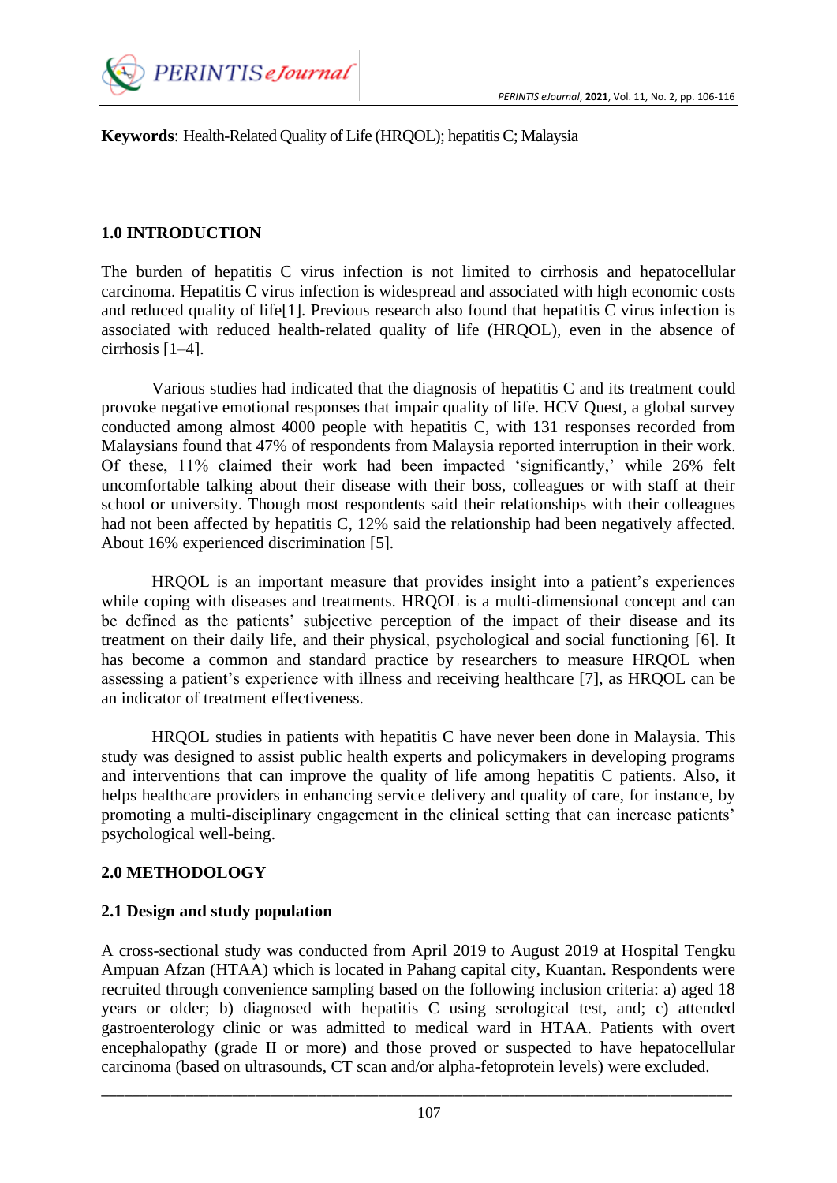**Keywords**: Health-Related Quality of Life (HRQOL); hepatitis C; Malaysia

## 1.0 INTRODUCTION

The burden of hepatitis C virus infection is not limited to cirrhosis and hepatocellular carcinoma. Hepatitis C virus infection is widespread and associated with high economic costs and reduced quality of life[1]. Previous research also found that hepatitis C virus infection is associated with reduced health-related quality of life (HRQOL), even in the absence of cirrhosis [1–4].

Various studies had indicated that the diagnosis of hepatitis C and its treatment could provoke negative emotional responses that impair quality of life. HCV Quest, a global survey conducted among almost 4000 people with hepatitis C, with 131 responses recorded from Malaysians found that 47% of respondents from Malaysia reported interruption in their work. Of these, 11% claimed their work had been impacted 'significantly,' while 26% felt uncomfortable talking about their disease with their boss, colleagues or with staff at their school or university. Though most respondents said their relationships with their colleagues had not been affected by hepatitis C, 12% said the relationship had been negatively affected. About 16% experienced discrimination [5].

HRQOL is an important measure that provides insight into a patient's experiences while coping with diseases and treatments. HRQOL is a multi-dimensional concept and can be defined as the patients' subjective perception of the impact of their disease and its treatment on their daily life, and their physical, psychological and social functioning [6]. It has become a common and standard practice by researchers to measure HRQOL when assessing a patient's experience with illness and receiving healthcare [7], as HRQOL can be an indicator of treatment effectiveness.

HRQOL studies in patients with hepatitis C have never been done in Malaysia. This study was designed to assist public health experts and policymakers in developing programs and interventions that can improve the quality of life among hepatitis C patients. Also, it helps healthcare providers in enhancing service delivery and quality of care, for instance, by promoting a multi-disciplinary engagement in the clinical setting that can increase patients' psychological well-being.

## 2.0 METHODOLOGY

### 2.1 Design and study population

A cross-sectional study was conducted from April 2019 to August 2019 at Hospital Tengku Ampuan Afzan (HTAA) which is located in Pahang capital city, Kuantan. Respondents were recruited through convenience sampling based on the following inclusion criteria: a) aged 18 years or older; b) diagnosed with hepatitis C using serological test, and; c) attended gastroenterology clinic or was admitted to medical ward in HTAA. Patients with overt encephalopathy (grade II or more) and those proved or suspected to have hepatocellular carcinoma (based on ultrasounds, CT scan and/or alpha-fetoprotein levels) were excluded.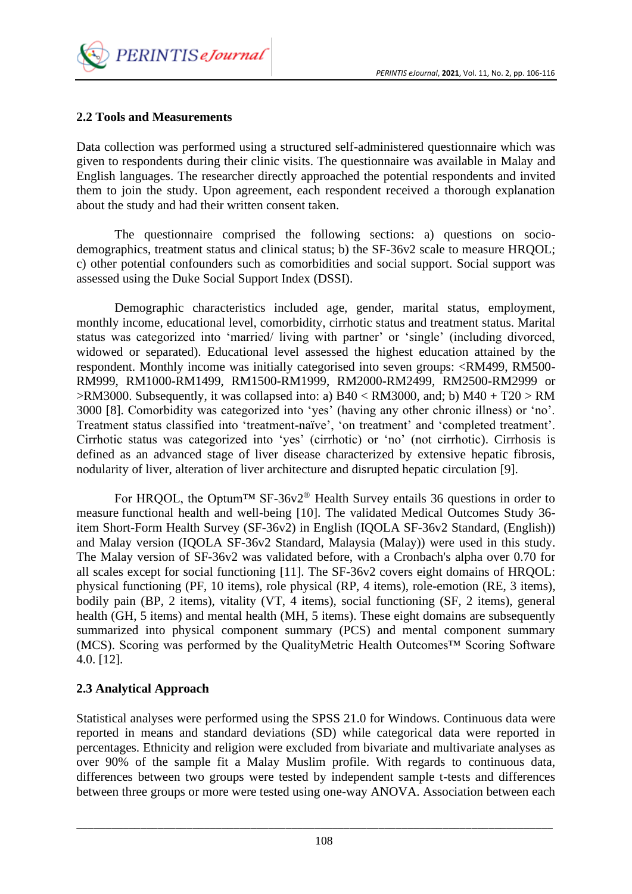### 2.2 Tools and Measurements

Data collection was performed using a structured self-administered questionnaire which was given to respondents during their clinic visits. The questionnaire was available in Malay and English languages. The researcher directly approached the potential respondents and invited them to join the study. Upon agreement, each respondent received a thorough explanation about the study and had their written consent taken.

The questionnaire comprised the following sections: a) questions on socio-demographics, treatment status and clinical status; b) the SF-36v2 scale to measure HRQOL; c) other potential confounders such as comorbidities and social support. Social support was assessed using the Duke Social Support Index (DSSI).

Demographic characteristics included age, gender, marital status, employment, monthly income, educational level, comorbidity, cirrhotic status and treatment status. Marital status was categorized into 'married/ living with partner' or 'single' (including divorced, widowed or separated). Educational level assessed the highest education attained by the respondent. Monthly income was initially categorised into seven groups: <RM499, RM500-RM999, RM1000-RM1499, RM1500-RM1999, RM2000-RM2499, RM2500-RM2999 or >RM3000. Subsequently, it was collapsed into: a) B40 < RM3000, and; b) M40 + T20 > RM 3000 [8]. Comorbidity was categorized into 'yes' (having any other chronic illness) or 'no'. Treatment status classified into 'treatment-naïve', 'on treatment' and 'completed treatment'. Cirrhotic status was categorized into 'yes' (cirrhotic) or 'no' (not cirrhotic). Cirrhosis is defined as an advanced stage of liver disease characterized by extensive hepatic fibrosis, nodularity of liver, alteration of liver architecture and disrupted hepatic circulation [9].

For HRQOL, the Optum™ SF-36v2® Health Survey entails 36 questions in order to measure functional health and well-being [10]. The validated Medical Outcomes Study 36-item Short-Form Health Survey (SF-36v2) in English (IQOLA SF-36v2 Standard, (English)) and Malay version (IQOLA SF-36v2 Standard, Malaysia (Malay)) were used in this study. The Malay version of SF-36v2 was validated before, with a Cronbach's alpha over 0.70 for all scales except for social functioning [11]. The SF-36v2 covers eight domains of HRQOL: physical functioning (PF, 10 items), role physical (RP, 4 items), role-emotion (RE, 3 items), bodily pain (BP, 2 items), vitality (VT, 4 items), social functioning (SF, 2 items), general health (GH, 5 items) and mental health (MH, 5 items). These eight domains are subsequently summarized into physical component summary (PCS) and mental component summary (MCS). Scoring was performed by the QualityMetric Health Outcomes™ Scoring Software 4.0. [12].

### 2.3 Analytical Approach

Statistical analyses were performed using the SPSS 21.0 for Windows. Continuous data were reported in means and standard deviations (SD) while categorical data were reported in percentages. Ethnicity and religion were excluded from bivariate and multivariate analyses as over 90% of the sample fit a Malay Muslim profile. With regards to continuous data, differences between two groups were tested by independent sample t-tests and differences between three groups or more were tested using one-way ANOVA. Association between each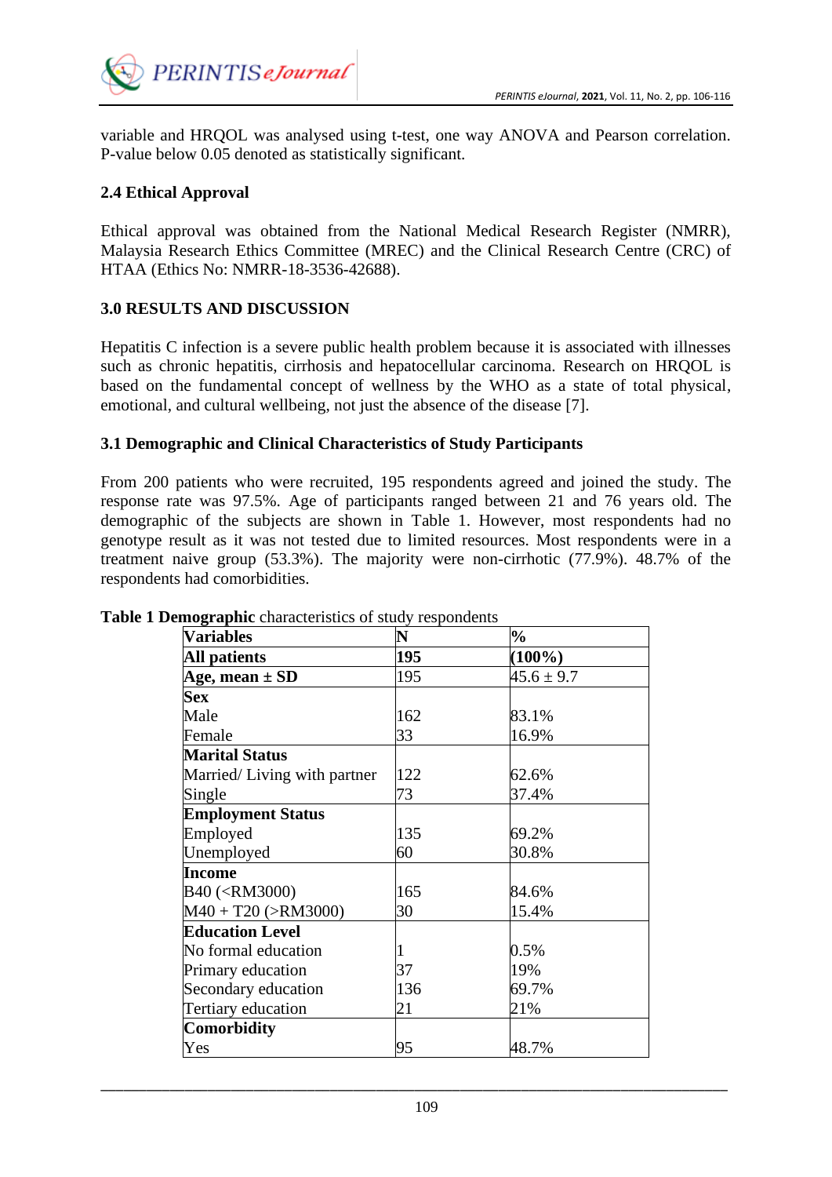variable and HRQOL was analysed using t-test, one way ANOVA and Pearson correlation. P-value below 0.05 denoted as statistically significant.

### 2.4 Ethical Approval

Ethical approval was obtained from the National Medical Research Register (NMRR), Malaysia Research Ethics Committee (MREC) and the Clinical Research Centre (CRC) of HTAA (Ethics No: NMRR-18-3536-42688).

## 3.0 RESULTS AND DISCUSSION

Hepatitis C infection is a severe public health problem because it is associated with illnesses such as chronic hepatitis, cirrhosis and hepatocellular carcinoma. Research on HRQOL is based on the fundamental concept of wellness by the WHO as a state of total physical, emotional, and cultural wellbeing, not just the absence of the disease [7].

### 3.1 Demographic and Clinical Characteristics of Study Participants

From 200 patients who were recruited, 195 respondents agreed and joined the study. The response rate was 97.5%. Age of participants ranged between 21 and 76 years old. The demographic of the subjects are shown in Table 1. However, most respondents had no genotype result as it was not tested due to limited resources. Most respondents were in a treatment naive group (53.3%). The majority were non-cirrhotic (77.9%). 48.7% of the respondents had comorbidities.

**Table 1 Demographic** characteristics of study respondents

| Variables | N | % |
|---|---|---|
| **All patients** | **195** | **(100%)** |
| **Age, mean ± SD** | 195 | 45.6 ± 9.7 |
| **Sex** | | |
| Male | 162 | 83.1% |
| Female | 33 | 16.9% |
| **Marital Status** | | |
| Married/ Living with partner | 122 | 62.6% |
| Single | 73 | 37.4% |
| **Employment Status** | | |
| Employed | 135 | 69.2% |
| Unemployed | 60 | 30.8% |
| **Income** | | |
| B40 (<RM3000) | 165 | 84.6% |
| M40 + T20 (>RM3000) | 30 | 15.4% |
| **Education Level** | | |
| No formal education | 1 | 0.5% |
| Primary education | 37 | 19% |
| Secondary education | 136 | 69.7% |
| Tertiary education | 21 | 21% |
| **Comorbidity** | | |
| Yes | 95 | 48.7% |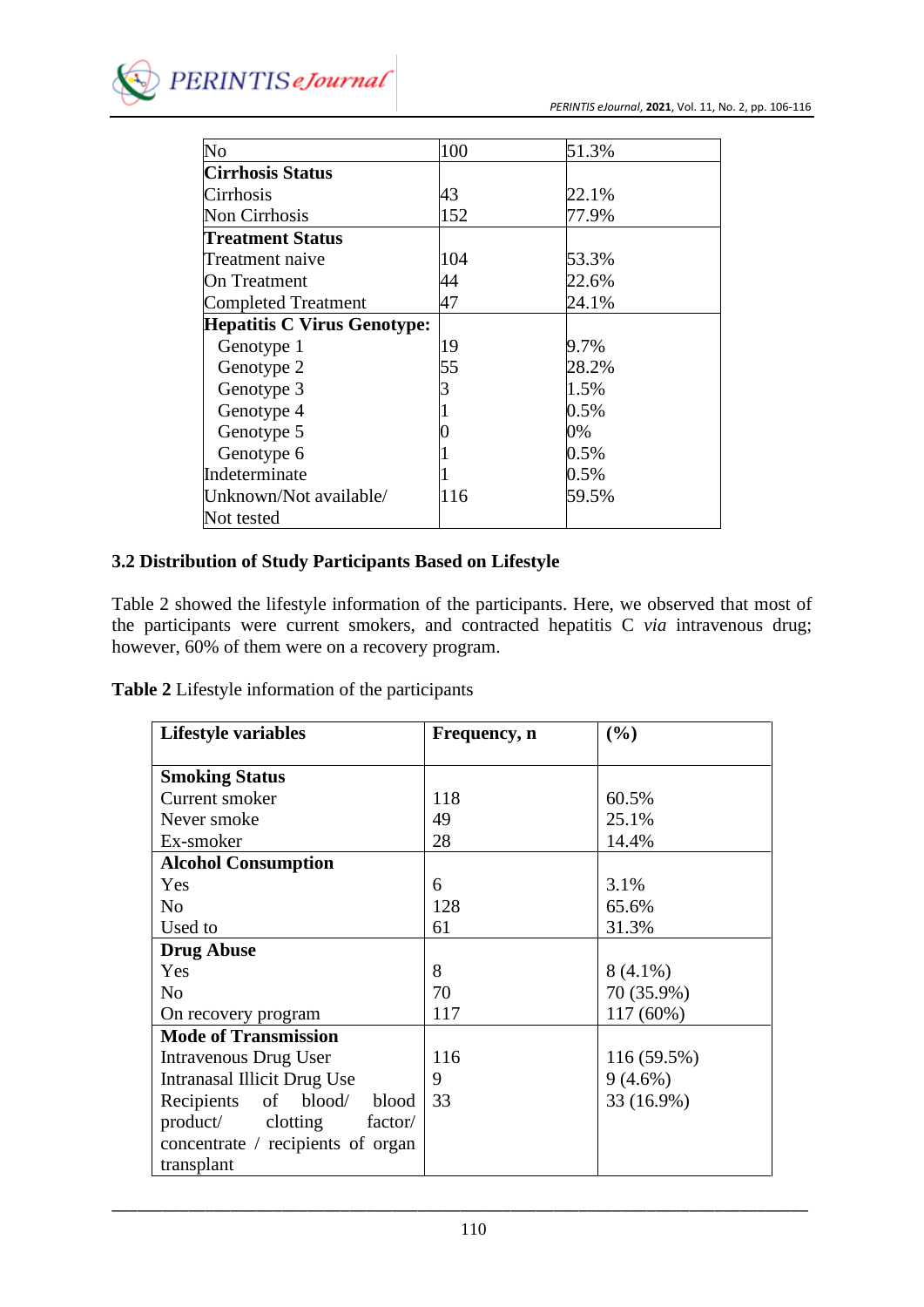| No | 100 | 51.3% |
|---|---|---|
| **Cirrhosis Status** | | |
| Cirrhosis | 43 | 22.1% |
| Non Cirrhosis | 152 | 77.9% |
| **Treatment Status** | | |
| Treatment naive | 104 | 53.3% |
| On Treatment | 44 | 22.6% |
| Completed Treatment | 47 | 24.1% |
| **Hepatitis C Virus Genotype:** | | |
| Genotype 1 | 19 | 9.7% |
| Genotype 2 | 55 | 28.2% |
| Genotype 3 | 3 | 1.5% |
| Genotype 4 | 1 | 0.5% |
| Genotype 5 | 0 | 0% |
| Genotype 6 | 1 | 0.5% |
| Indeterminate | 1 | 0.5% |
| Unknown/Not available/ Not tested | 116 | 59.5% |

### 3.2 Distribution of Study Participants Based on Lifestyle

Table 2 showed the lifestyle information of the participants. Here, we observed that most of the participants were current smokers, and contracted hepatitis C *via* intravenous drug; however, 60% of them were on a recovery program.

**Table 2** Lifestyle information of the participants

| Lifestyle variables | Frequency, n | (%) |
|---|---|---|
| **Smoking Status** | | |
| Current smoker | 118 | 60.5% |
| Never smoke | 49 | 25.1% |
| Ex-smoker | 28 | 14.4% |
| **Alcohol Consumption** | | |
| Yes | 6 | 3.1% |
| No | 128 | 65.6% |
| Used to | 61 | 31.3% |
| **Drug Abuse** | | |
| Yes | 8 | 8 (4.1%) |
| No | 70 | 70 (35.9%) |
| On recovery program | 117 | 117 (60%) |
| **Mode of Transmission** | | |
| Intravenous Drug User | 116 | 116 (59.5%) |
| Intranasal Illicit Drug Use | 9 | 9 (4.6%) |
| Recipients of blood/ blood product/ clotting factor/ concentrate / recipients of organ transplant | 33 | 33 (16.9%) |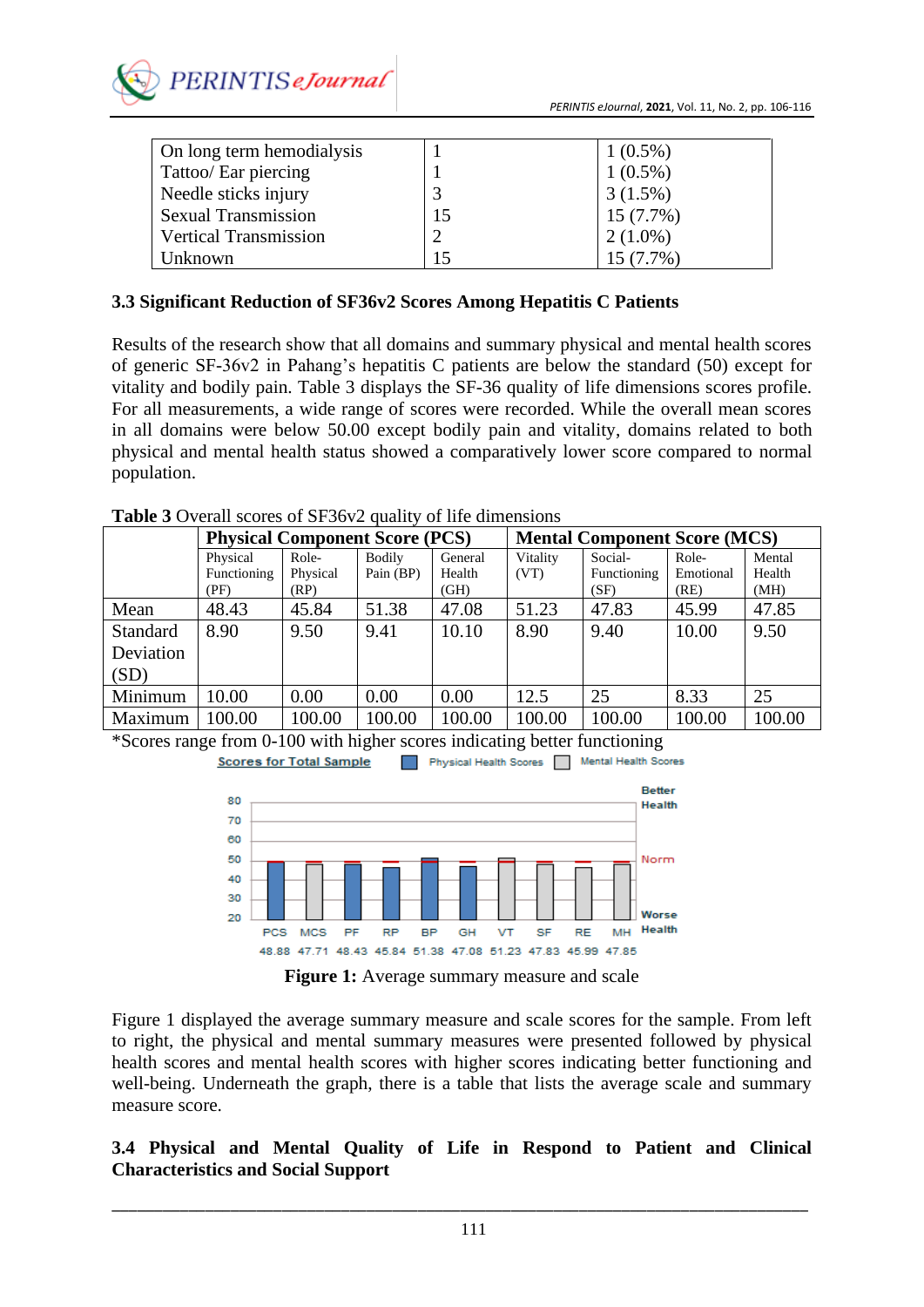| On long term hemodialysis | 1 | 1 (0.5%) |
|---|---|---|
| Tattoo/ Ear piercing | 1 | 1 (0.5%) |
| Needle sticks injury | 3 | 3 (1.5%) |
| Sexual Transmission | 15 | 15 (7.7%) |
| Vertical Transmission | 2 | 2 (1.0%) |
| Unknown | 15 | 15 (7.7%) |

### 3.3 Significant Reduction of SF36v2 Scores Among Hepatitis C Patients

Results of the research show that all domains and summary physical and mental health scores of generic SF-36v2 in Pahang's hepatitis C patients are below the standard (50) except for vitality and bodily pain. Table 3 displays the SF-36 quality of life dimensions scores profile. For all measurements, a wide range of scores were recorded. While the overall mean scores in all domains were below 50.00 except bodily pain and vitality, domains related to both physical and mental health status showed a comparatively lower score compared to normal population.

**Table 3** Overall scores of SF36v2 quality of life dimensions

| | **Physical Component Score (PCS)** | | | | **Mental Component Score (MCS)** | | | |
|---|---|---|---|---|---|---|---|---|
| | Physical Functioning (PF) | Role-Physical (RP) | Bodily Pain (BP) | General Health (GH) | Vitality (VT) | Social-Functioning (SF) | Role-Emotional (RE) | Mental Health (MH) |
| Mean | 48.43 | 45.84 | 51.38 | 47.08 | 51.23 | 47.83 | 45.99 | 47.85 |
| Standard Deviation (SD) | 8.90 | 9.50 | 9.41 | 10.10 | 8.90 | 9.40 | 10.00 | 9.50 |
| Minimum | 10.00 | 0.00 | 0.00 | 0.00 | 12.5 | 25 | 8.33 | 25 |
| Maximum | 100.00 | 100.00 | 100.00 | 100.00 | 100.00 | 100.00 | 100.00 | 100.00 |

*Scores range from 0-100 with higher scores indicating better functioning

Scores for Total Sample — Physical Health Scores / Mental Health Scores

| PCS | MCS | PF | RP | BP | GH | VT | SF | RE | MH |
|---|---|---|---|---|---|---|---|---|---|
| 48.88 | 47.71 | 48.43 | 45.84 | 51.38 | 47.08 | 51.23 | 47.83 | 45.99 | 47.85 |

**Figure 1:** Average summary measure and scale

Figure 1 displayed the average summary measure and scale scores for the sample. From left to right, the physical and mental summary measures were presented followed by physical health scores and mental health scores with higher scores indicating better functioning and well-being. Underneath the graph, there is a table that lists the average scale and summary measure score.

### 3.4 Physical and Mental Quality of Life in Respond to Patient and Clinical Characteristics and Social Support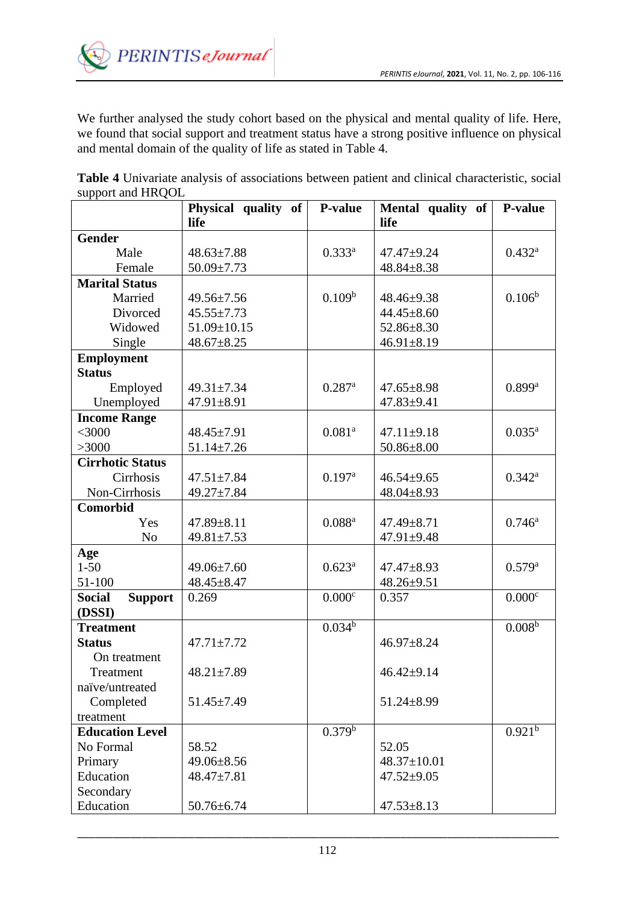We further analysed the study cohort based on the physical and mental quality of life. Here, we found that social support and treatment status have a strong positive influence on physical and mental domain of the quality of life as stated in Table 4.

**Table 4** Univariate analysis of associations between patient and clinical characteristic, social support and HRQOL

| | **Physical quality of life** | **P-value** | **Mental quality of life** | **P-value** |
|---|---|---|---|---|
| **Gender** | | | | |
| Male | 48.63±7.88 | 0.333[a] | 47.47±9.24 | 0.432[a] |
| Female | 50.09±7.73 | | 48.84±8.38 | |
| **Marital Status** | | | | |
| Married | 49.56±7.56 | 0.109[b] | 48.46±9.38 | 0.106[b] |
| Divorced | 45.55±7.73 | | 44.45±8.60 | |
| Widowed | 51.09±10.15 | | 52.86±8.30 | |
| Single | 48.67±8.25 | | 46.91±8.19 | |
| **Employment Status** | | | | |
| Employed | 49.31±7.34 | 0.287[a] | 47.65±8.98 | 0.899[a] |
| Unemployed | 47.91±8.91 | | 47.83±9.41 | |
| **Income Range** | | | | |
| <3000 | 48.45±7.91 | 0.081[a] | 47.11±9.18 | 0.035[a] |
| >3000 | 51.14±7.26 | | 50.86±8.00 | |
| **Cirrhotic Status** | | | | |
| Cirrhosis | 47.51±7.84 | 0.197[a] | 46.54±9.65 | 0.342[a] |
| Non-Cirrhosis | 49.27±7.84 | | 48.04±8.93 | |
| **Comorbid** | | | | |
| Yes | 47.89±8.11 | 0.088[a] | 47.49±8.71 | 0.746[a] |
| No | 49.81±7.53 | | 47.91±9.48 | |
| **Age** | | | | |
| 1-50 | 49.06±7.60 | 0.623[a] | 47.47±8.93 | 0.579[a] |
| 51-100 | 48.45±8.47 | | 48.26±9.51 | |
| **Social Support (DSSI)** | 0.269 | 0.000[c] | 0.357 | 0.000[c] |
| **Treatment Status** | | 0.034[b] | | 0.008[b] |
| On treatment | 47.71±7.72 | | 46.97±8.24 | |
| Treatment naïve/untreated | 48.21±7.89 | | 46.42±9.14 | |
| Completed treatment | 51.45±7.49 | | 51.24±8.99 | |
| **Education Level** | | 0.379[b] | | 0.921[b] |
| No Formal | 58.52 | | 52.05 | |
| Primary Education | 49.06±8.56 | | 48.37±10.01 | |
| Secondary Education | 48.47±7.81 | | 47.52±9.05 | |
| | 50.76±6.74 | | 47.53±8.13 | |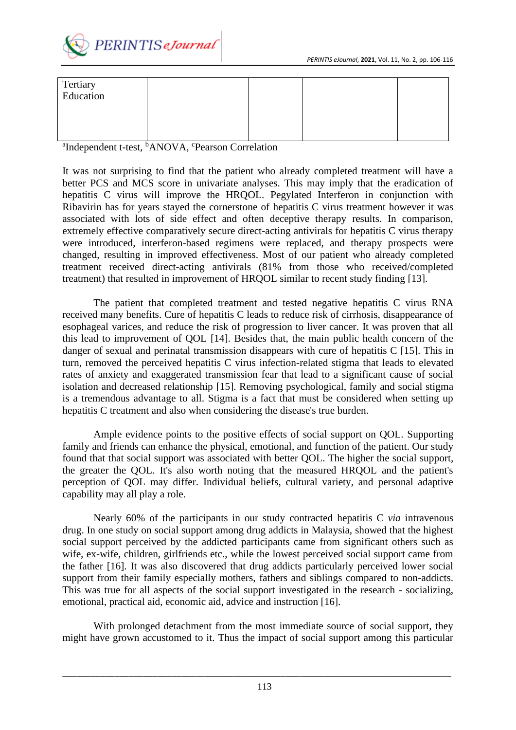| Tertiary Education | | | | |
|---|---|---|---|---|

[a]Independent t-test, [b]ANOVA, [c]Pearson Correlation

It was not surprising to find that the patient who already completed treatment will have a better PCS and MCS score in univariate analyses. This may imply that the eradication of hepatitis C virus will improve the HRQOL. Pegylated Interferon in conjunction with Ribavirin has for years stayed the cornerstone of hepatitis C virus treatment however it was associated with lots of side effect and often deceptive therapy results. In comparison, extremely effective comparatively secure direct-acting antivirals for hepatitis C virus therapy were introduced, interferon-based regimens were replaced, and therapy prospects were changed, resulting in improved effectiveness. Most of our patient who already completed treatment received direct-acting antivirals (81% from those who received/completed treatment) that resulted in improvement of HRQOL similar to recent study finding [13].

The patient that completed treatment and tested negative hepatitis C virus RNA received many benefits. Cure of hepatitis C leads to reduce risk of cirrhosis, disappearance of esophageal varices, and reduce the risk of progression to liver cancer. It was proven that all this lead to improvement of QOL [14]. Besides that, the main public health concern of the danger of sexual and perinatal transmission disappears with cure of hepatitis C [15]. This in turn, removed the perceived hepatitis C virus infection-related stigma that leads to elevated rates of anxiety and exaggerated transmission fear that lead to a significant cause of social isolation and decreased relationship [15]. Removing psychological, family and social stigma is a tremendous advantage to all. Stigma is a fact that must be considered when setting up hepatitis C treatment and also when considering the disease's true burden.

Ample evidence points to the positive effects of social support on QOL. Supporting family and friends can enhance the physical, emotional, and function of the patient. Our study found that that social support was associated with better QOL. The higher the social support, the greater the QOL. It's also worth noting that the measured HRQOL and the patient's perception of QOL may differ. Individual beliefs, cultural variety, and personal adaptive capability may all play a role.

Nearly 60% of the participants in our study contracted hepatitis C *via* intravenous drug. In one study on social support among drug addicts in Malaysia, showed that the highest social support perceived by the addicted participants came from significant others such as wife, ex-wife, children, girlfriends etc., while the lowest perceived social support came from the father [16]. It was also discovered that drug addicts particularly perceived lower social support from their family especially mothers, fathers and siblings compared to non-addicts. This was true for all aspects of the social support investigated in the research - socializing, emotional, practical aid, economic aid, advice and instruction [16].

With prolonged detachment from the most immediate source of social support, they might have grown accustomed to it. Thus the impact of social support among this particular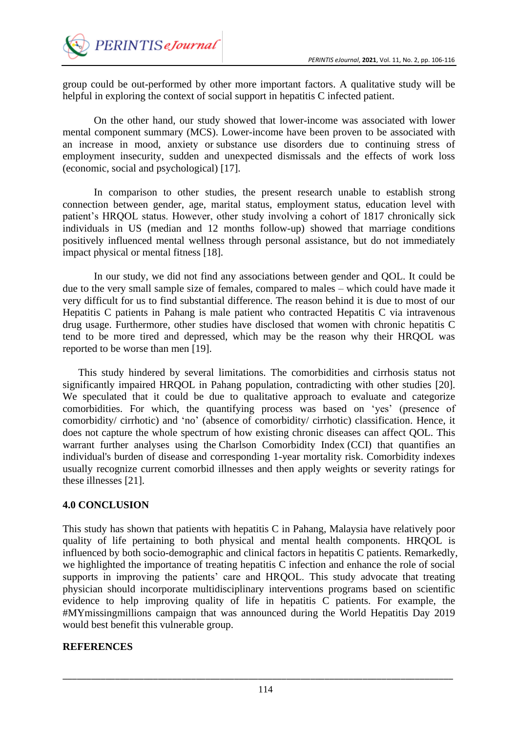group could be out-performed by other more important factors. A qualitative study will be helpful in exploring the context of social support in hepatitis C infected patient.

On the other hand, our study showed that lower-income was associated with lower mental component summary (MCS). Lower-income have been proven to be associated with an increase in mood, anxiety or substance use disorders due to continuing stress of employment insecurity, sudden and unexpected dismissals and the effects of work loss (economic, social and psychological) [17].

In comparison to other studies, the present research unable to establish strong connection between gender, age, marital status, employment status, education level with patient's HRQOL status. However, other study involving a cohort of 1817 chronically sick individuals in US (median and 12 months follow-up) showed that marriage conditions positively influenced mental wellness through personal assistance, but do not immediately impact physical or mental fitness [18].

In our study, we did not find any associations between gender and QOL. It could be due to the very small sample size of females, compared to males – which could have made it very difficult for us to find substantial difference. The reason behind it is due to most of our Hepatitis C patients in Pahang is male patient who contracted Hepatitis C via intravenous drug usage. Furthermore, other studies have disclosed that women with chronic hepatitis C tend to be more tired and depressed, which may be the reason why their HRQOL was reported to be worse than men [19].

This study hindered by several limitations. The comorbidities and cirrhosis status not significantly impaired HRQOL in Pahang population, contradicting with other studies [20]. We speculated that it could be due to qualitative approach to evaluate and categorize comorbidities. For which, the quantifying process was based on 'yes' (presence of comorbidity/ cirrhotic) and 'no' (absence of comorbidity/ cirrhotic) classification. Hence, it does not capture the whole spectrum of how existing chronic diseases can affect QOL. This warrant further analyses using the Charlson Comorbidity Index (CCI) that quantifies an individual's burden of disease and corresponding 1-year mortality risk. Comorbidity indexes usually recognize current comorbid illnesses and then apply weights or severity ratings for these illnesses [21].

## 4.0 CONCLUSION

This study has shown that patients with hepatitis C in Pahang, Malaysia have relatively poor quality of life pertaining to both physical and mental health components. HRQOL is influenced by both socio-demographic and clinical factors in hepatitis C patients. Remarkedly, we highlighted the importance of treating hepatitis C infection and enhance the role of social supports in improving the patients' care and HRQOL. This study advocate that treating physician should incorporate multidisciplinary interventions programs based on scientific evidence to help improving quality of life in hepatitis C patients. For example, the #MYmissingmillions campaign that was announced during the World Hepatitis Day 2019 would best benefit this vulnerable group.

## REFERENCES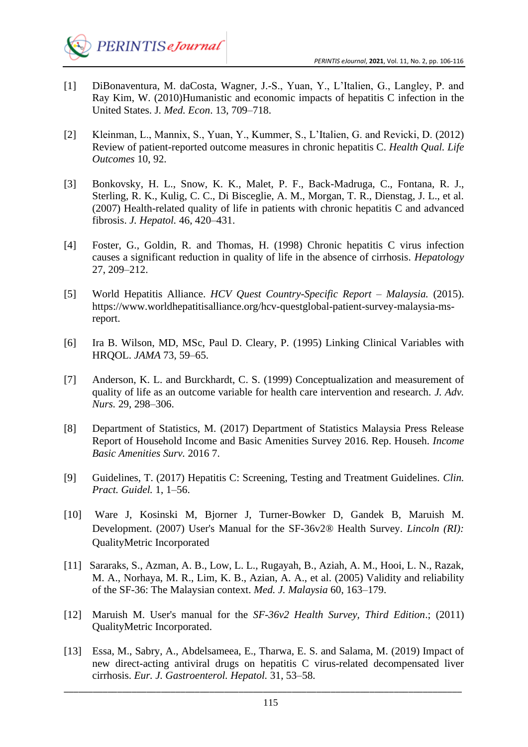[1] DiBonaventura, M. daCosta, Wagner, J.-S., Yuan, Y., L'Italien, G., Langley, P. and Ray Kim, W. (2010)Humanistic and economic impacts of hepatitis C infection in the United States. J. *Med. Econ*. 13, 709–718.

[2] Kleinman, L., Mannix, S., Yuan, Y., Kummer, S., L'Italien, G. and Revicki, D. (2012) Review of patient-reported outcome measures in chronic hepatitis C. *Health Qual. Life Outcomes* 10, 92.

[3] Bonkovsky, H. L., Snow, K. K., Malet, P. F., Back-Madruga, C., Fontana, R. J., Sterling, R. K., Kulig, C. C., Di Bisceglie, A. M., Morgan, T. R., Dienstag, J. L., et al. (2007) Health-related quality of life in patients with chronic hepatitis C and advanced fibrosis. *J. Hepatol.* 46, 420–431.

[4] Foster, G., Goldin, R. and Thomas, H. (1998) Chronic hepatitis C virus infection causes a significant reduction in quality of life in the absence of cirrhosis. *Hepatology* 27, 209–212.

[5] World Hepatitis Alliance. *HCV Quest Country-Specific Report – Malaysia.* (2015). https://www.worldhepatitisalliance.org/hcv-questglobal-patient-survey-malaysia-ms-report.

[6] Ira B. Wilson, MD, MSc, Paul D. Cleary, P. (1995) Linking Clinical Variables with HRQOL. *JAMA* 73, 59–65.

[7] Anderson, K. L. and Burckhardt, C. S. (1999) Conceptualization and measurement of quality of life as an outcome variable for health care intervention and research. *J. Adv. Nurs.* 29, 298–306.

[8] Department of Statistics, M. (2017) Department of Statistics Malaysia Press Release Report of Household Income and Basic Amenities Survey 2016. Rep. Househ. *Income Basic Amenities Surv.* 2016 7.

[9] Guidelines, T. (2017) Hepatitis C: Screening, Testing and Treatment Guidelines. *Clin. Pract. Guidel.* 1, 1–56.

[10] Ware J, Kosinski M, Bjorner J, Turner-Bowker D, Gandek B, Maruish M. Development. (2007) User's Manual for the SF-36v2® Health Survey. *Lincoln (RI):* QualityMetric Incorporated

[11] Sararaks, S., Azman, A. B., Low, L. L., Rugayah, B., Aziah, A. M., Hooi, L. N., Razak, M. A., Norhaya, M. R., Lim, K. B., Azian, A. A., et al. (2005) Validity and reliability of the SF-36: The Malaysian context. *Med. J. Malaysia* 60, 163–179.

[12] Maruish M. User's manual for the *SF-36v2 Health Survey, Third Edition*.; (2011) QualityMetric Incorporated.

[13] Essa, M., Sabry, A., Abdelsameea, E., Tharwa, E. S. and Salama, M. (2019) Impact of new direct-acting antiviral drugs on hepatitis C virus-related decompensated liver cirrhosis. *Eur. J. Gastroenterol. Hepatol.* 31, 53–58.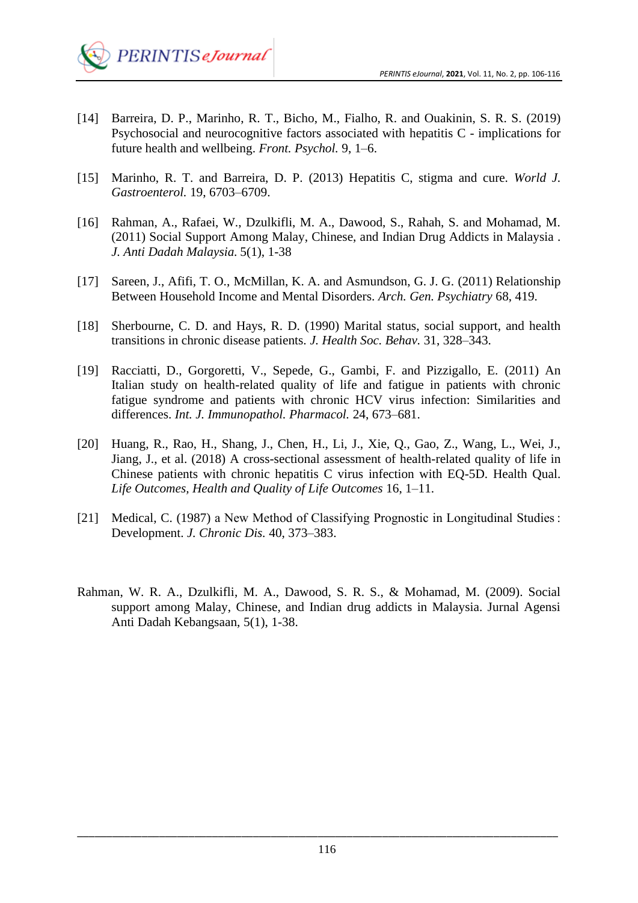[14] Barreira, D. P., Marinho, R. T., Bicho, M., Fialho, R. and Ouakinin, S. R. S. (2019) Psychosocial and neurocognitive factors associated with hepatitis C - implications for future health and wellbeing. *Front. Psychol.* 9, 1–6.

[15] Marinho, R. T. and Barreira, D. P. (2013) Hepatitis C, stigma and cure. *World J. Gastroenterol.* 19, 6703–6709.

[16] Rahman, A., Rafaei, W., Dzulkifli, M. A., Dawood, S., Rahah, S. and Mohamad, M. (2011) Social Support Among Malay, Chinese, and Indian Drug Addicts in Malaysia . *J. Anti Dadah Malaysia.* 5(1), 1-38

[17] Sareen, J., Afifi, T. O., McMillan, K. A. and Asmundson, G. J. G. (2011) Relationship Between Household Income and Mental Disorders. *Arch. Gen. Psychiatry* 68, 419.

[18] Sherbourne, C. D. and Hays, R. D. (1990) Marital status, social support, and health transitions in chronic disease patients. *J. Health Soc. Behav.* 31, 328–343.

[19] Racciatti, D., Gorgoretti, V., Sepede, G., Gambi, F. and Pizzigallo, E. (2011) An Italian study on health-related quality of life and fatigue in patients with chronic fatigue syndrome and patients with chronic HCV virus infection: Similarities and differences. *Int. J. Immunopathol. Pharmacol.* 24, 673–681.

[20] Huang, R., Rao, H., Shang, J., Chen, H., Li, J., Xie, Q., Gao, Z., Wang, L., Wei, J., Jiang, J., et al. (2018) A cross-sectional assessment of health-related quality of life in Chinese patients with chronic hepatitis C virus infection with EQ-5D. Health Qual. *Life Outcomes, Health and Quality of Life Outcomes* 16, 1–11.

[21] Medical, C. (1987) a New Method of Classifying Prognostic in Longitudinal Studies : Development. *J. Chronic Dis.* 40, 373–383.

Rahman, W. R. A., Dzulkifli, M. A., Dawood, S. R. S., & Mohamad, M. (2009). Social support among Malay, Chinese, and Indian drug addicts in Malaysia. Jurnal Agensi Anti Dadah Kebangsaan, 5(1), 1-38.